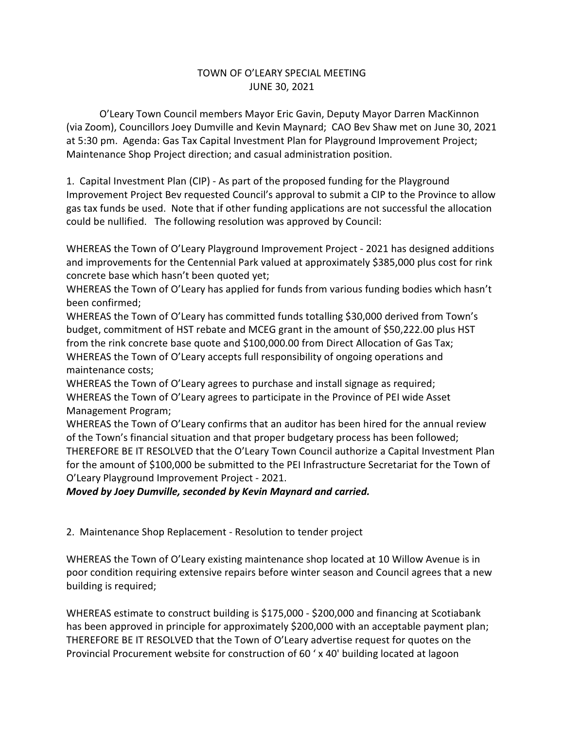# TOWN OF O'LEARY SPECIAL MEETING
## JUNE 30, 2021

O'Leary Town Council members Mayor Eric Gavin, Deputy Mayor Darren MacKinnon (via Zoom), Councillors Joey Dumville and Kevin Maynard; CAO Bev Shaw met on June 30, 2021 at 5:30 pm. Agenda: Gas Tax Capital Investment Plan for Playground Improvement Project; Maintenance Shop Project direction; and casual administration position.

1. Capital Investment Plan (CIP) - As part of the proposed funding for the Playground Improvement Project Bev requested Council's approval to submit a CIP to the Province to allow gas tax funds be used. Note that if other funding applications are not successful the allocation could be nullified. The following resolution was approved by Council:

WHEREAS the Town of O'Leary Playground Improvement Project - 2021 has designed additions and improvements for the Centennial Park valued at approximately $385,000 plus cost for rink concrete base which hasn't been quoted yet;
WHEREAS the Town of O'Leary has applied for funds from various funding bodies which hasn't been confirmed;
WHEREAS the Town of O'Leary has committed funds totalling $30,000 derived from Town's budget, commitment of HST rebate and MCEG grant in the amount of $50,222.00 plus HST from the rink concrete base quote and $100,000.00 from Direct Allocation of Gas Tax;
WHEREAS the Town of O'Leary accepts full responsibility of ongoing operations and maintenance costs;
WHEREAS the Town of O'Leary agrees to purchase and install signage as required;
WHEREAS the Town of O'Leary agrees to participate in the Province of PEI wide Asset Management Program;
WHEREAS the Town of O'Leary confirms that an auditor has been hired for the annual review of the Town's financial situation and that proper budgetary process has been followed;
THEREFORE BE IT RESOLVED that the O'Leary Town Council authorize a Capital Investment Plan for the amount of $100,000 be submitted to the PEI Infrastructure Secretariat for the Town of O'Leary Playground Improvement Project - 2021.
***Moved by Joey Dumville, seconded by Kevin Maynard and carried.***

2. Maintenance Shop Replacement - Resolution to tender project

WHEREAS the Town of O'Leary existing maintenance shop located at 10 Willow Avenue is in poor condition requiring extensive repairs before winter season and Council agrees that a new building is required;

WHEREAS estimate to construct building is $175,000 - $200,000 and financing at Scotiabank has been approved in principle for approximately $200,000 with an acceptable payment plan;
THEREFORE BE IT RESOLVED that the Town of O'Leary advertise request for quotes on the Provincial Procurement website for construction of 60 ' x 40' building located at lagoon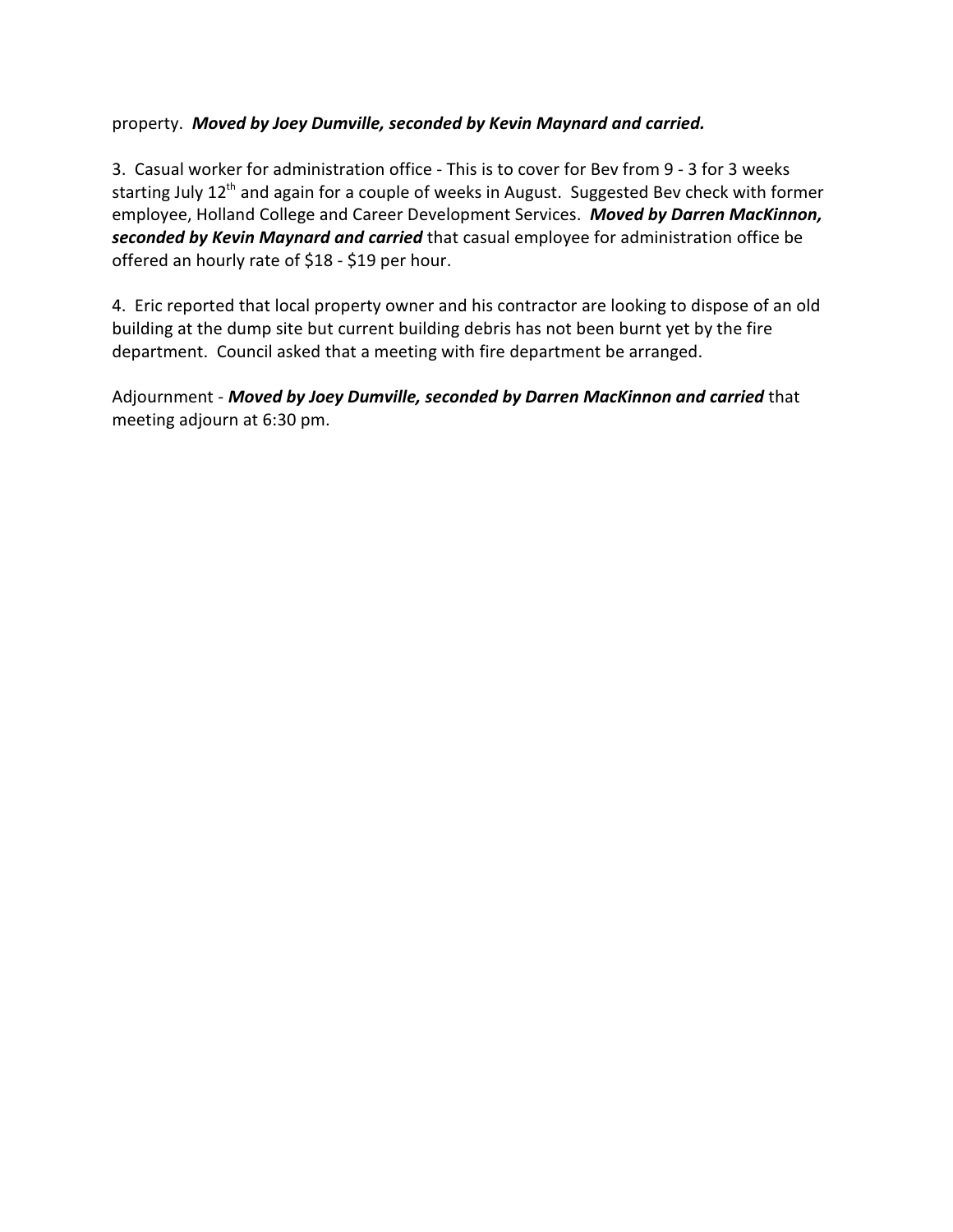property. ***Moved by Joey Dumville, seconded by Kevin Maynard and carried.***

3. Casual worker for administration office - This is to cover for Bev from 9 - 3 for 3 weeks starting July 12th and again for a couple of weeks in August. Suggested Bev check with former employee, Holland College and Career Development Services. ***Moved by Darren MacKinnon, seconded by Kevin Maynard and carried*** that casual employee for administration office be offered an hourly rate of $18 - $19 per hour.

4. Eric reported that local property owner and his contractor are looking to dispose of an old building at the dump site but current building debris has not been burnt yet by the fire department. Council asked that a meeting with fire department be arranged.

Adjournment - ***Moved by Joey Dumville, seconded by Darren MacKinnon and carried*** that meeting adjourn at 6:30 pm.